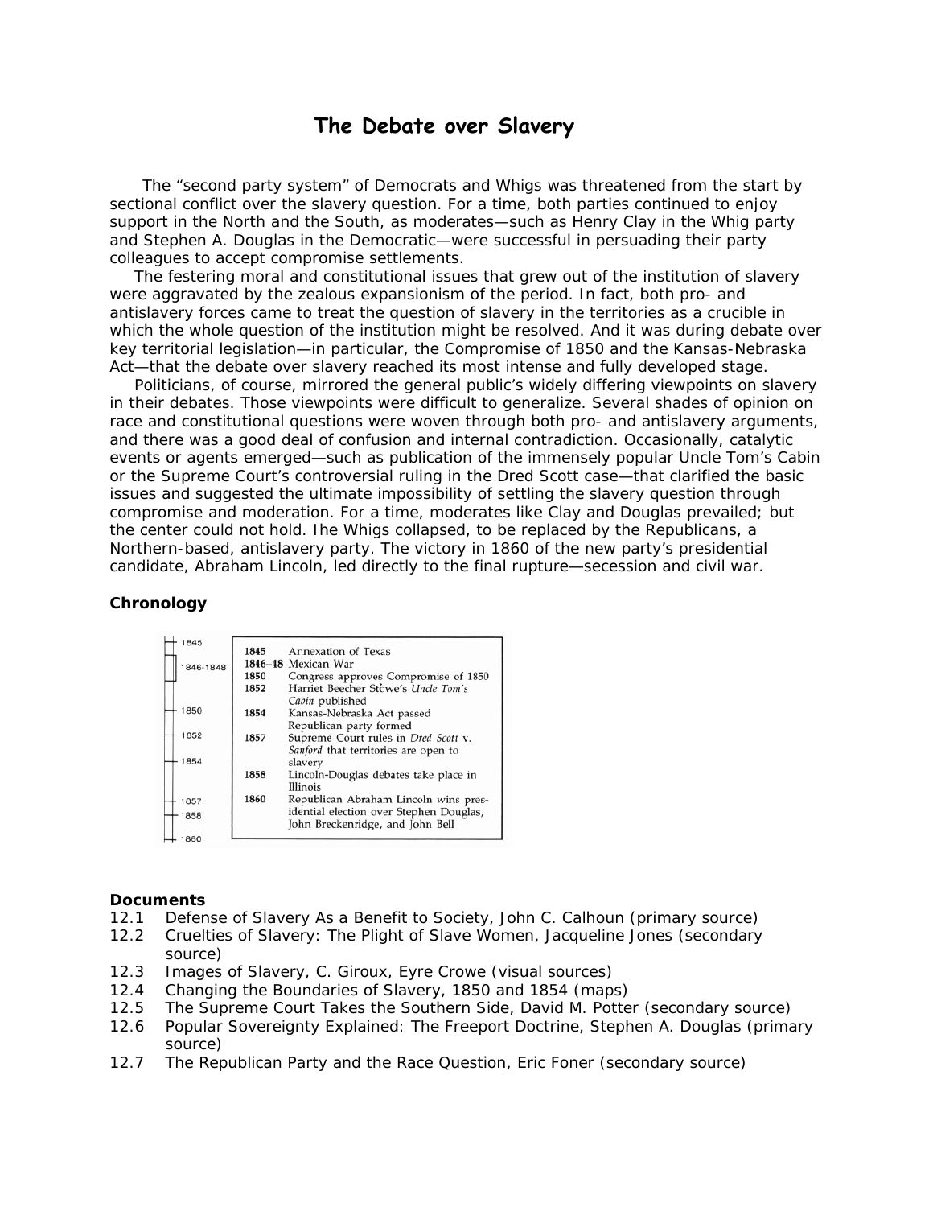# The Debate over Slavery

The "second party system" of Democrats and Whigs was threatened from the start by sectional conflict over the slavery question. For a time, both parties continued to enjoy support in the North and the South, as moderates—such as Henry Clay in the Whig party and Stephen A. Douglas in the Democratic—were successful in persuading their party colleagues to accept compromise settlements.

The festering moral and constitutional issues that grew out of the institution of slavery were aggravated by the zealous expansionism of the period. In fact, both pro- and antislavery forces came to treat the question of slavery in the territories as a crucible in which the whole question of the institution might be resolved. And it was during debate over key territorial legislation—in particular, the Compromise of 1850 and the Kansas-Nebraska Act—that the debate over slavery reached its most intense and fully developed stage.

Politicians, of course, mirrored the general public's widely differing viewpoints on slavery in their debates. Those viewpoints were difficult to generalize. Several shades of opinion on race and constitutional questions were woven through both pro- and antislavery arguments, and there was a good deal of confusion and internal contradiction. Occasionally, catalytic events or agents emerged—such as publication of the immensely popular Uncle Tom's Cabin or the Supreme Court's controversial ruling in the Dred Scott case—that clarified the basic issues and suggested the ultimate impossibility of settling the slavery question through compromise and moderation. For a time, moderates like Clay and Douglas prevailed; but the center could not hold. Ihe Whigs collapsed, to be replaced by the Republicans, a Northern-based, antislavery party. The victory in 1860 of the new party's presidential candidate, Abraham Lincoln, led directly to the final rupture—secession and civil war.

### Chronology

| | |
|---|---|
| **1845** | Annexation of Texas |
| **1846–48** | Mexican War |
| **1850** | Congress approves Compromise of 1850 |
| **1852** | Harriet Beecher Stowe's *Uncle Tom's Cabin* published |
| **1854** | Kansas-Nebraska Act passed; Republican party formed |
| **1857** | Supreme Court rules in *Dred Scott* v. *Sanford* that territories are open to slavery |
| **1858** | Lincoln-Douglas debates take place in Illinois |
| **1860** | Republican Abraham Lincoln wins presidential election over Stephen Douglas, John Breckenridge, and John Bell |

### Documents

12.1 Defense of Slavery As a Benefit to Society, John C. Calhoun (primary source)
12.2 Cruelties of Slavery: The Plight of Slave Women, Jacqueline Jones (secondary source)
12.3 Images of Slavery, C. Giroux, Eyre Crowe (visual sources)
12.4 Changing the Boundaries of Slavery, 1850 and 1854 (maps)
12.5 The Supreme Court Takes the Southern Side, David M. Potter (secondary source)
12.6 Popular Sovereignty Explained: The Freeport Doctrine, Stephen A. Douglas (primary source)
12.7 The Republican Party and the Race Question, Eric Foner (secondary source)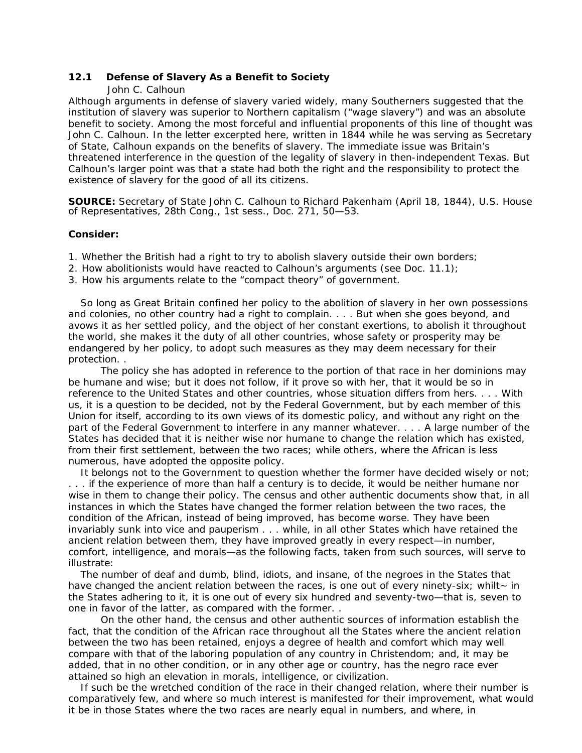### 12.1 Defense of Slavery As a Benefit to Society

John C. Calhoun

Although arguments in defense of slavery varied widely, many Southerners suggested that the institution of slavery was superior to Northern capitalism ("wage slavery") and was an absolute benefit to society. Among the most forceful and influential proponents of this line of thought was John C. Calhoun. In the letter excerpted here, written in 1844 while he was serving as Secretary of State, Calhoun expands on the benefits of slavery. The immediate issue was Britain's threatened interference in the question of the legality of slavery in then-independent Texas. But Calhoun's larger point was that a state had both the right and the responsibility to protect the existence of slavery for the good of all its citizens.

**SOURCE:** Secretary of State John C. Calhoun to Richard Pakenham (April 18, 1844), U.S. House of Representatives, 28th Cong., 1st sess., Doc. 271, 50—53.

**Consider:**

1. Whether the British had a right to try to abolish slavery outside their own borders;
2. How abolitionists would have reacted to Calhoun's arguments (see Doc. 11.1);
3. How his arguments relate to the "compact theory" of government.

So long as Great Britain confined her policy to the abolition of slavery in her own possessions and colonies, no other country had a right to complain. . . . But when she goes beyond, and avows it as her settled policy, and the object of her constant exertions, to abolish it throughout the world, she makes it the duty of all other countries, whose safety or prosperity may be endangered by her policy, to adopt such measures as they may deem necessary for their protection. .

The policy she has adopted in reference to the portion of that race in her dominions may be humane and wise; but it does not follow, if it prove so with her, that it would be so in reference to the United States and other countries, whose situation differs from hers. . . . With us, it is a question to be decided, not by the Federal Government, but by each member of this Union for itself, according to its own views of its domestic policy, and without any right on the part of the Federal Government to interfere in any manner whatever. . . . A large number of the States has decided that it is neither wise nor humane to change the relation which has existed, from their first settlement, between the two races; while others, where the African is less numerous, have adopted the opposite policy.

It belongs not to the Government to question whether the former have decided wisely or not; . . . if the experience of more than half a century is to decide, it would be neither humane nor wise in them to change their policy. The census and other authentic documents show that, in all instances in which the States have changed the former relation between the two races, the condition of the African, instead of being improved, has become worse. They have been invariably sunk into vice and pauperism . . . while, in all other States which have retained the ancient relation between them, they have improved greatly in every respect—in number, comfort, intelligence, and morals—as the following facts, taken from such sources, will serve to illustrate:

The number of deaf and dumb, blind, idiots, and insane, of the negroes in the States that have changed the ancient relation between the races, is one out of every ninety-six; whilt~ in the States adhering to it, it is one out of every six hundred and seventy-two—that is, seven to one in favor of the latter, as compared with the former. .

On the other hand, the census and other authentic sources of information establish the fact, that the condition of the African race throughout all the States where the ancient relation between the two has been retained, enjoys a degree of health and comfort which may well compare with that of the laboring population of any country in Christendom; and, it may be added, that in no other condition, or in any other age or country, has the negro race ever attained so high an elevation in morals, intelligence, or civilization.

If such be the wretched condition of the race in their changed relation, where their number is comparatively few, and where so much interest is manifested for their improvement, what would it be in those States where the two races are nearly equal in numbers, and where, in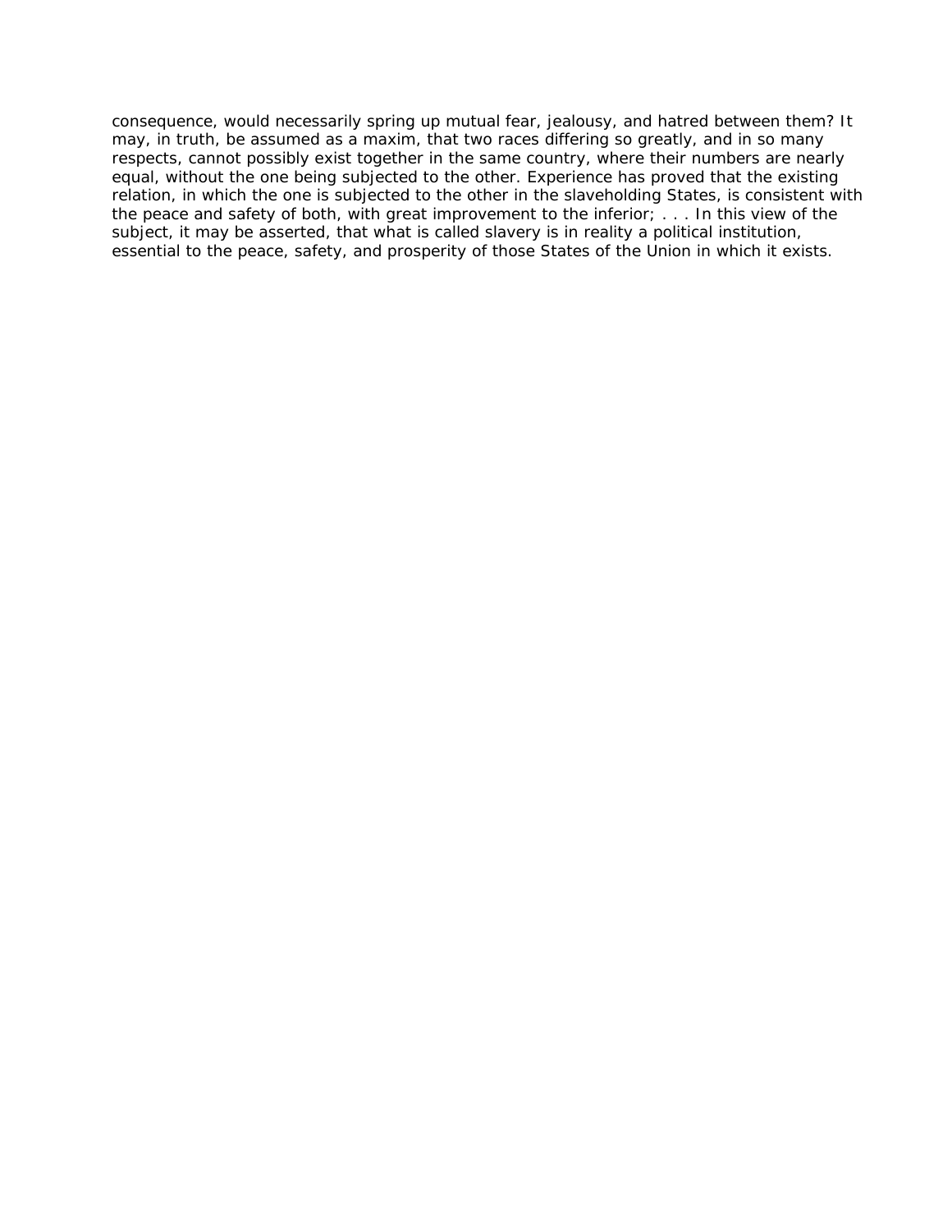consequence, would necessarily spring up mutual fear, jealousy, and hatred between them? It may, in truth, be assumed as a maxim, that two races differing so greatly, and in so many respects, cannot possibly exist together in the same country, where their numbers are nearly equal, without the one being subjected to the other. Experience has proved that the existing relation, in which the one is subjected to the other in the slaveholding States, is consistent with the peace and safety of both, with great improvement to the inferior; . . . In this view of the subject, it may be asserted, that what is called slavery is in reality a political institution, essential to the peace, safety, and prosperity of those States of the Union in which it exists.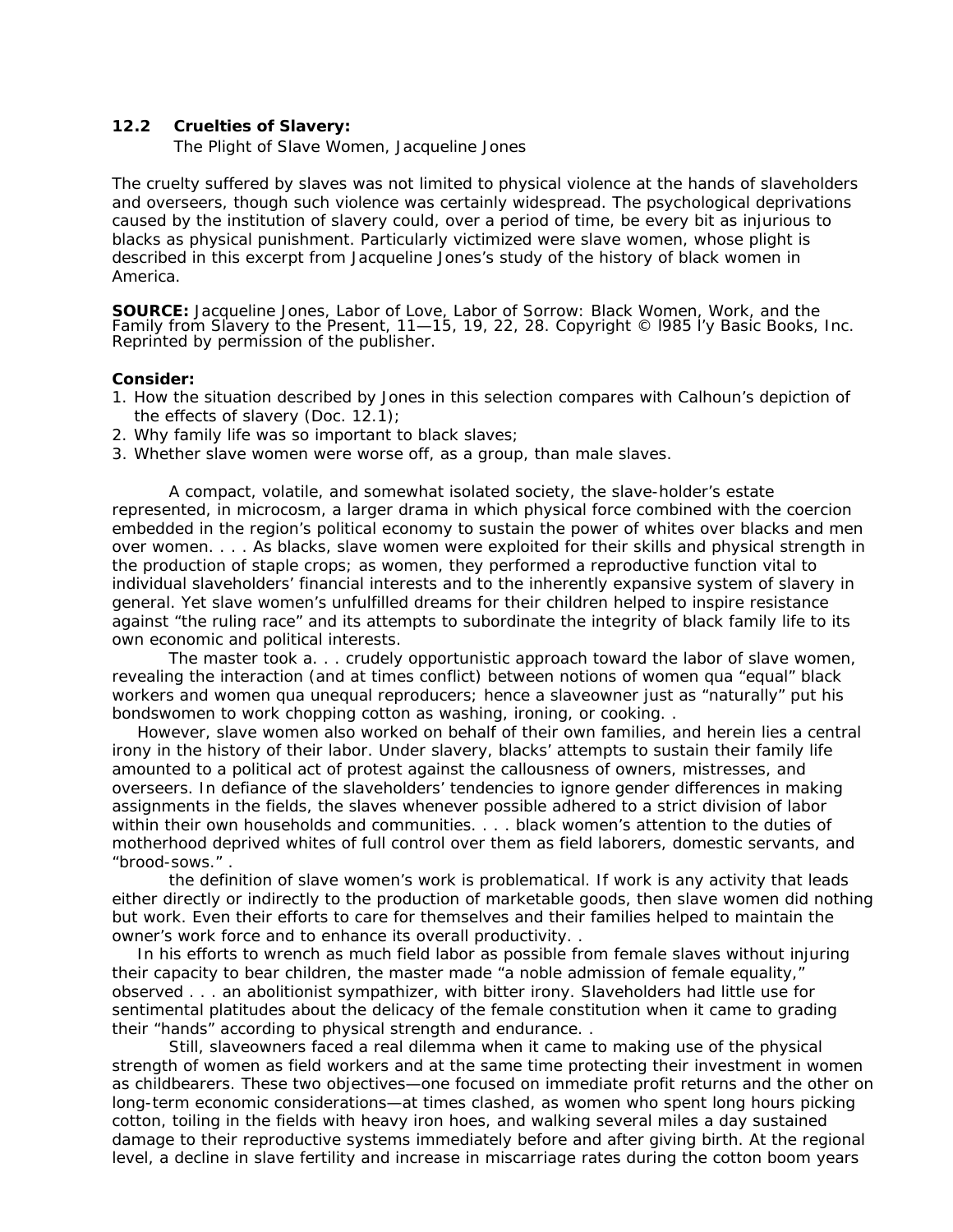### 12.2 Cruelties of Slavery:

The Plight of Slave Women, Jacqueline Jones

The cruelty suffered by slaves was not limited to physical violence at the hands of slaveholders and overseers, though such violence was certainly widespread. The psychological deprivations caused by the institution of slavery could, over a period of time, be every bit as injurious to blacks as physical punishment. Particularly victimized were slave women, whose plight is described in this excerpt from Jacqueline Jones's study of the history of black women in America.

**SOURCE:** Jacqueline Jones, Labor of Love, Labor of Sorrow: Black Women, Work, and the Family from Slavery to the Present, 11—15, 19, 22, 28. Copyright © l985 l'y Basic Books, Inc. Reprinted by permission of the publisher.

**Consider:**

1. How the situation described by Jones in this selection compares with Calhoun's depiction of the effects of slavery (Doc. 12.1);
2. Why family life was so important to black slaves;
3. Whether slave women were worse off, as a group, than male slaves.

A compact, volatile, and somewhat isolated society, the slave-holder's estate represented, in microcosm, a larger drama in which physical force combined with the coercion embedded in the region's political economy to sustain the power of whites over blacks and men over women. . . . As blacks, slave women were exploited for their skills and physical strength in the production of staple crops; as women, they performed a reproductive function vital to individual slaveholders' financial interests and to the inherently expansive system of slavery in general. Yet slave women's unfulfilled dreams for their children helped to inspire resistance against "the ruling race" and its attempts to subordinate the integrity of black family life to its own economic and political interests.

The master took a. . . crudely opportunistic approach toward the labor of slave women, revealing the interaction (and at times conflict) between notions of women qua "equal" black workers and women qua unequal reproducers; hence a slaveowner just as "naturally" put his bondswomen to work chopping cotton as washing, ironing, or cooking. .

However, slave women also worked on behalf of their own families, and herein lies a central irony in the history of their labor. Under slavery, blacks' attempts to sustain their family life amounted to a political act of protest against the callousness of owners, mistresses, and overseers. In defiance of the slaveholders' tendencies to ignore gender differences in making assignments in the fields, the slaves whenever possible adhered to a strict division of labor within their own households and communities. . . . black women's attention to the duties of motherhood deprived whites of full control over them as field laborers, domestic servants, and "brood-sows." .

the definition of slave women's work is problematical. If work is any activity that leads either directly or indirectly to the production of marketable goods, then slave women did nothing but work. Even their efforts to care for themselves and their families helped to maintain the owner's work force and to enhance its overall productivity. .

In his efforts to wrench as much field labor as possible from female slaves without injuring their capacity to bear children, the master made "a noble admission of female equality," observed . . . an abolitionist sympathizer, with bitter irony. Slaveholders had little use for sentimental platitudes about the delicacy of the female constitution when it came to grading their "hands" according to physical strength and endurance. .

Still, slaveowners faced a real dilemma when it came to making use of the physical strength of women as field workers and at the same time protecting their investment in women as childbearers. These two objectives—one focused on immediate profit returns and the other on long-term economic considerations—at times clashed, as women who spent long hours picking cotton, toiling in the fields with heavy iron hoes, and walking several miles a day sustained damage to their reproductive systems immediately before and after giving birth. At the regional level, a decline in slave fertility and increase in miscarriage rates during the cotton boom years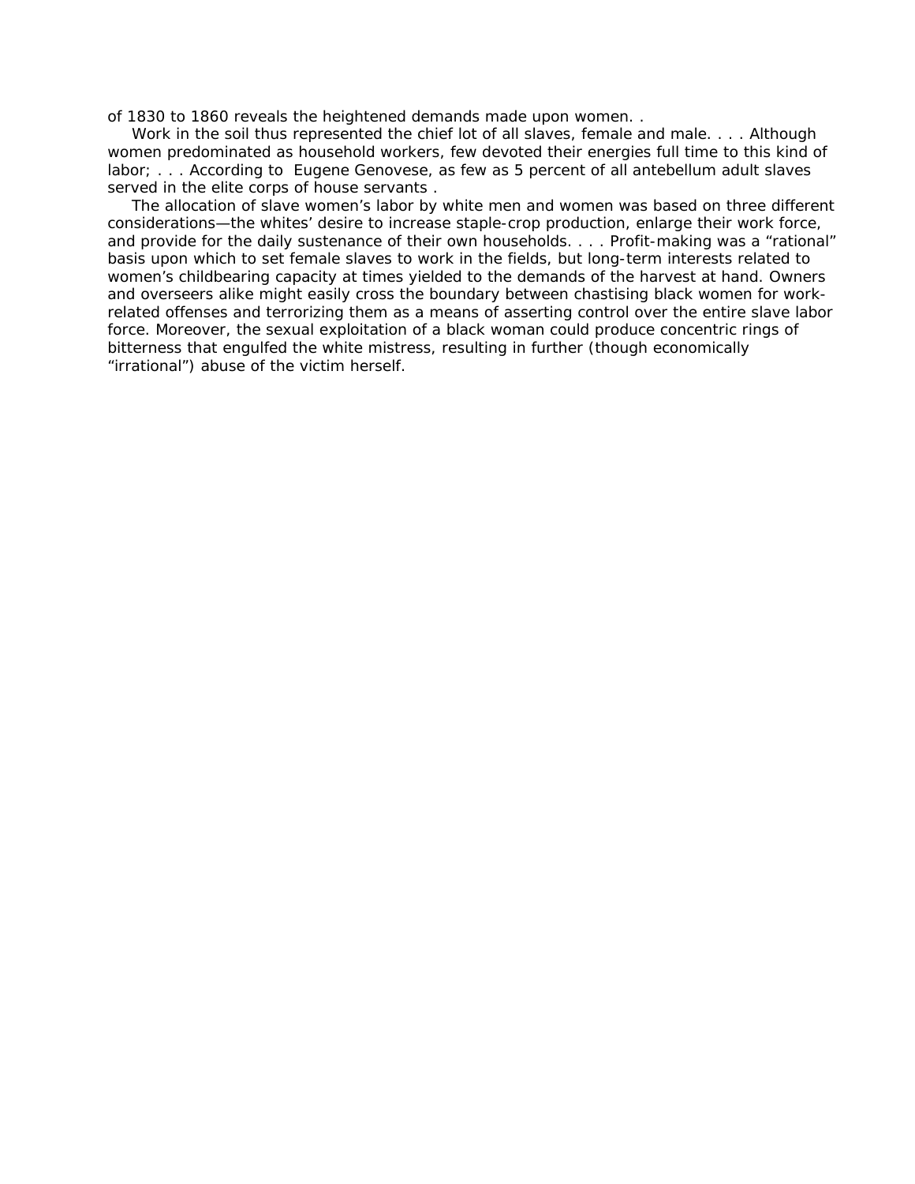of 1830 to 1860 reveals the heightened demands made upon women. .

Work in the soil thus represented the chief lot of all slaves, female and male. . . . Although women predominated as household workers, few devoted their energies full time to this kind of labor; . . . According to Eugene Genovese, as few as 5 percent of all antebellum adult slaves served in the elite corps of house servants .

The allocation of slave women's labor by white men and women was based on three different considerations—the whites' desire to increase staple-crop production, enlarge their work force, and provide for the daily sustenance of their own households. . . . Profit-making was a "rational" basis upon which to set female slaves to work in the fields, but long-term interests related to women's childbearing capacity at times yielded to the demands of the harvest at hand. Owners and overseers alike might easily cross the boundary between chastising black women for work-related offenses and terrorizing them as a means of asserting control over the entire slave labor force. Moreover, the sexual exploitation of a black woman could produce concentric rings of bitterness that engulfed the white mistress, resulting in further (though economically "irrational") abuse of the victim herself.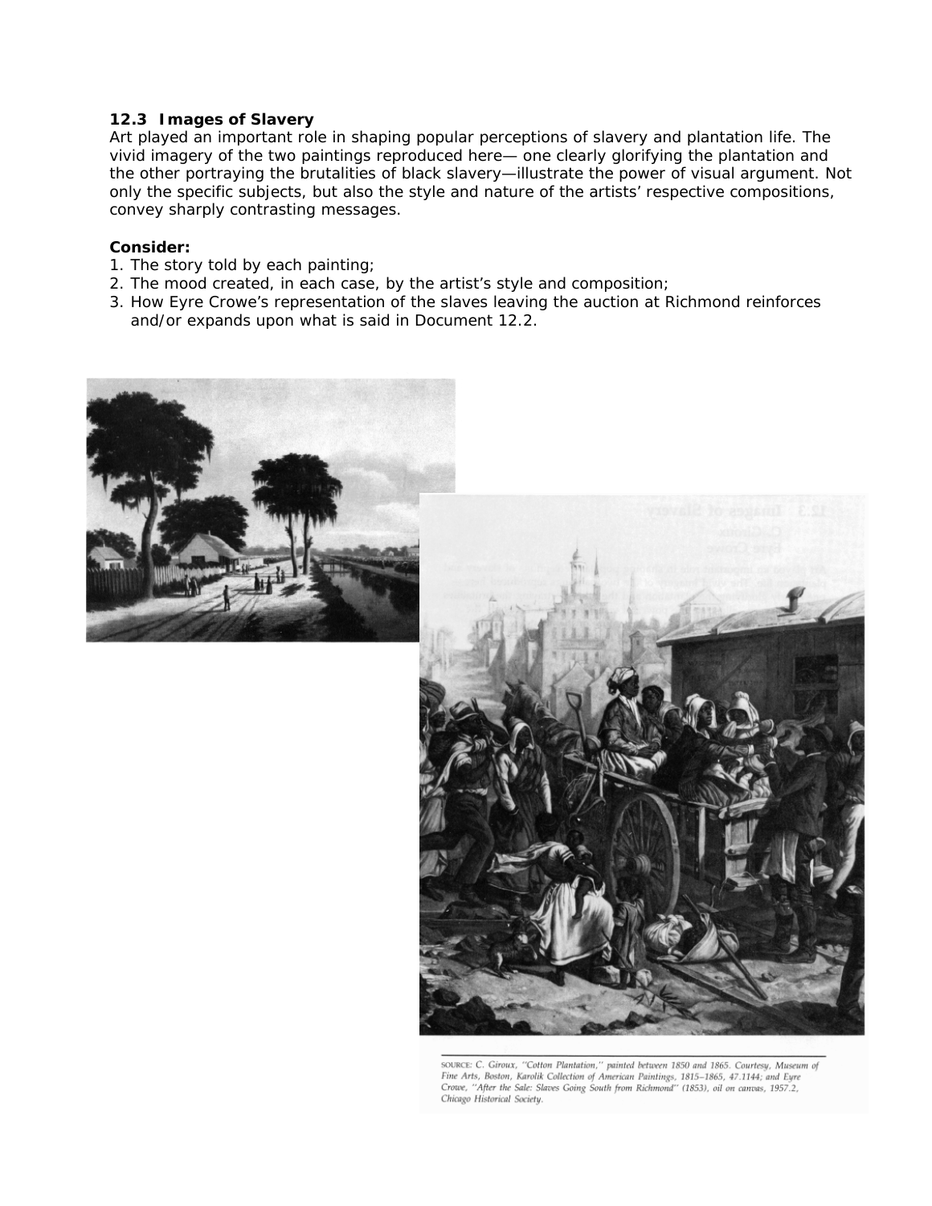**12.3 Images of Slavery**

Art played an important role in shaping popular perceptions of slavery and plantation life. The vivid imagery of the two paintings reproduced here— one clearly glorifying the plantation and the other portraying the brutalities of black slavery—illustrate the power of visual argument. Not only the specific subjects, but also the style and nature of the artists' respective compositions, convey sharply contrasting messages.

**Consider:**

1. The story told by each painting;
2. The mood created, in each case, by the artist's style and composition;
3. How Eyre Crowe's representation of the slaves leaving the auction at Richmond reinforces and/or expands upon what is said in Document 12.2.

SOURCE: C. Giroux, "Cotton Plantation," painted between 1850 and 1865. Courtesy, Museum of Fine Arts, Boston, Karolik Collection of American Paintings, 1815–1865, 47.1144; and Eyre Crowe, "After the Sale: Slaves Going South from Richmond" (1853), oil on canvas, 1957.2, Chicago Historical Society.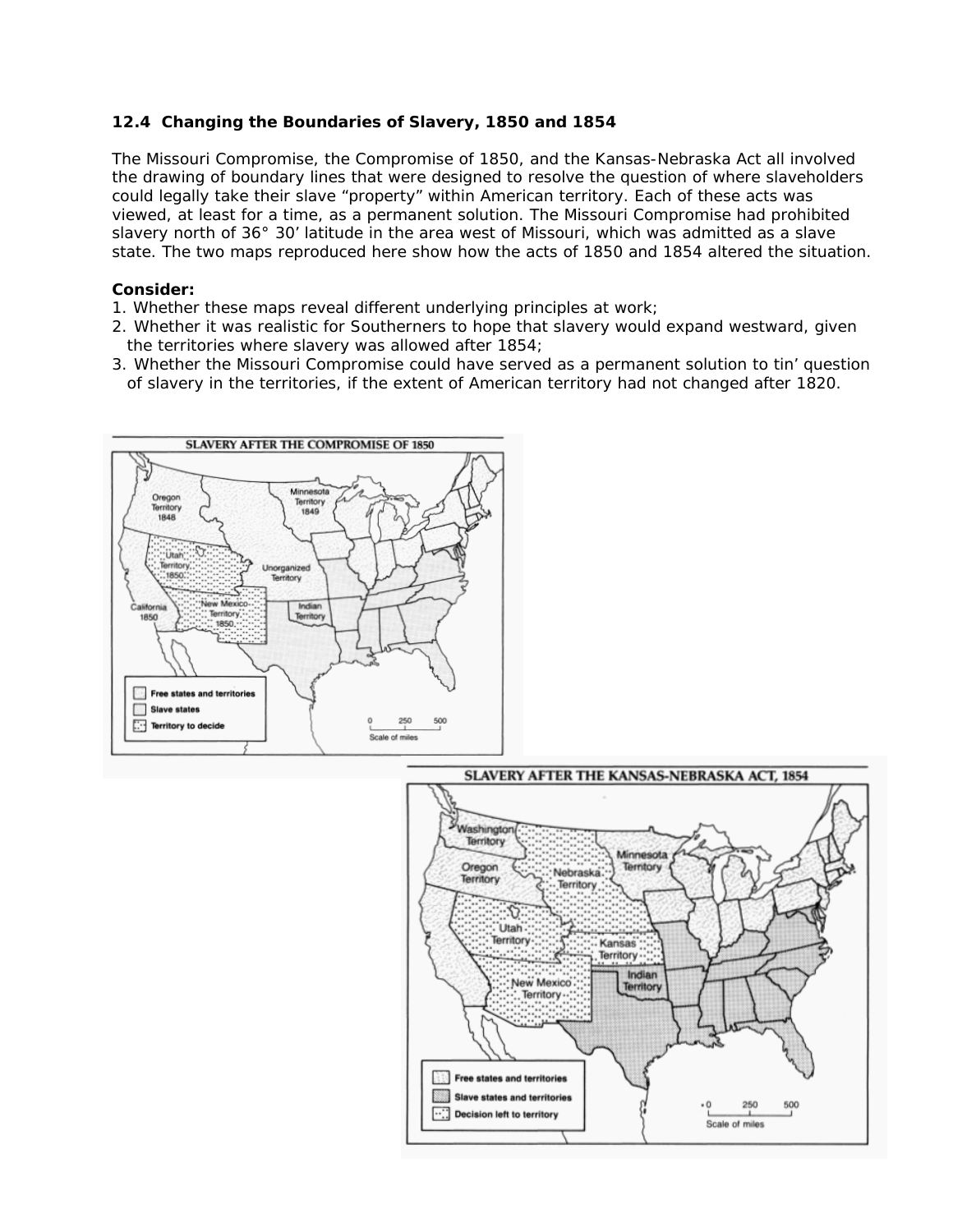### 12.4 Changing the Boundaries of Slavery, 1850 and 1854

The Missouri Compromise, the Compromise of 1850, and the Kansas-Nebraska Act all involved the drawing of boundary lines that were designed to resolve the question of where slaveholders could legally take their slave “property” within American territory. Each of these acts was viewed, at least for a time, as a permanent solution. The Missouri Compromise had prohibited slavery north of 36° 30’ latitude in the area west of Missouri, which was admitted as a slave state. The two maps reproduced here show how the acts of 1850 and 1854 altered the situation.

**Consider:**

1. Whether these maps reveal different underlying principles at work;
2. Whether it was realistic for Southerners to hope that slavery would expand westward, given the territories where slavery was allowed after 1854;
3. Whether the Missouri Compromise could have served as a permanent solution to tin’ question of slavery in the territories, if the extent of American territory had not changed after 1820.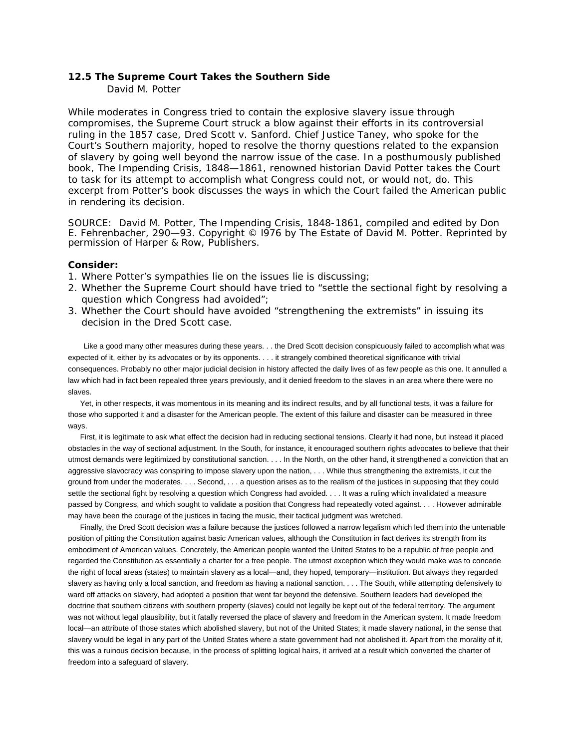### 12.5 The Supreme Court Takes the Southern Side

David M. Potter

While moderates in Congress tried to contain the explosive slavery issue through compromises, the Supreme Court struck a blow against their efforts in its controversial ruling in the 1857 case, Dred Scott v. Sanford. Chief Justice Taney, who spoke for the Court's Southern majority, hoped to resolve the thorny questions related to the expansion of slavery by going well beyond the narrow issue of the case. In a posthumously published book, The Impending Crisis, 1848—1861, renowned historian David Potter takes the Court to task for its attempt to accomplish what Congress could not, or would not, do. This excerpt from Potter's book discusses the ways in which the Court failed the American public in rendering its decision.

SOURCE: David M. Potter, The Impending Crisis, 1848-1861, compiled and edited by Don E. Fehrenbacher, 290—93. Copyright © l976 by The Estate of David M. Potter. Reprinted by permission of Harper & Row, Publishers.

**Consider:**

1. Where Potter's sympathies lie on the issues lie is discussing;
2. Whether the Supreme Court should have tried to "settle the sectional fight by resolving a question which Congress had avoided";
3. Whether the Court should have avoided "strengthening the extremists" in issuing its decision in the Dred Scott case.

Like a good many other measures during these years. . . the Dred Scott decision conspicuously failed to accomplish what was expected of it, either by its advocates or by its opponents. . . . it strangely combined theoretical significance with trivial consequences. Probably no other major judicial decision in history affected the daily lives of as few people as this one. It annulled a law which had in fact been repealed three years previously, and it denied freedom to the slaves in an area where there were no slaves.

Yet, in other respects, it was momentous in its meaning and its indirect results, and by all functional tests, it was a failure for those who supported it and a disaster for the American people. The extent of this failure and disaster can be measured in three ways.

First, it is legitimate to ask what effect the decision had in reducing sectional tensions. Clearly it had none, but instead it placed obstacles in the way of sectional adjustment. In the South, for instance, it encouraged southern rights advocates to believe that their utmost demands were legitimized by constitutional sanction. . . . In the North, on the other hand, it strengthened a conviction that an aggressive slavocracy was conspiring to impose slavery upon the nation, . . . While thus strengthening the extremists, it cut the ground from under the moderates. . . . Second, . . . a question arises as to the realism of the justices in supposing that they could settle the sectional fight by resolving a question which Congress had avoided. . . . It was a ruling which invalidated a measure passed by Congress, and which sought to validate a position that Congress had repeatedly voted against. . . . However admirable may have been the courage of the justices in facing the music, their tactical judgment was wretched.

Finally, the Dred Scott decision was a failure because the justices followed a narrow legalism which led them into the untenable position of pitting the Constitution against basic American values, although the Constitution in fact derives its strength from its embodiment of American values. Concretely, the American people wanted the United States to be a republic of free people and regarded the Constitution as essentially a charter for a free people. The utmost exception which they would make was to concede the right of local areas (states) to maintain slavery as a local—and, they hoped, temporary—institution. But always they regarded slavery as having only a local sanction, and freedom as having a national sanction. . . . The South, while attempting defensively to ward off attacks on slavery, had adopted a position that went far beyond the defensive. Southern leaders had developed the doctrine that southern citizens with southern property (slaves) could not legally be kept out of the federal territory. The argument was not without legal plausibility, but it fatally reversed the place of slavery and freedom in the American system. It made freedom local—an attribute of those states which abolished slavery, but not of the United States; it made slavery national, in the sense that slavery would be legal in any part of the United States where a state government had not abolished it. Apart from the morality of it, this was a ruinous decision because, in the process of splitting logical hairs, it arrived at a result which converted the charter of freedom into a safeguard of slavery.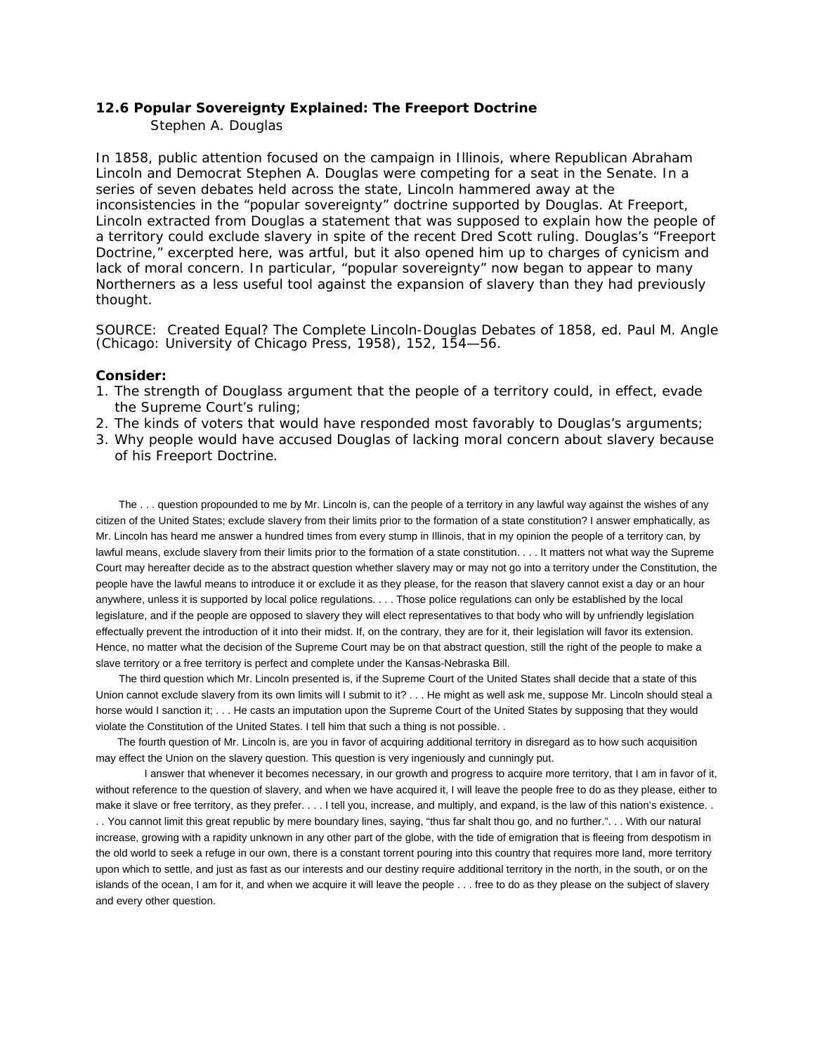### 12.6 Popular Sovereignty Explained: The Freeport Doctrine

Stephen A. Douglas

In 1858, public attention focused on the campaign in Illinois, where Republican Abraham Lincoln and Democrat Stephen A. Douglas were competing for a seat in the Senate. In a series of seven debates held across the state, Lincoln hammered away at the inconsistencies in the "popular sovereignty" doctrine supported by Douglas. At Freeport, Lincoln extracted from Douglas a statement that was supposed to explain how the people of a territory could exclude slavery in spite of the recent Dred Scott ruling. Douglas's "Freeport Doctrine," excerpted here, was artful, but it also opened him up to charges of cynicism and lack of moral concern. In particular, "popular sovereignty" now began to appear to many Northerners as a less useful tool against the expansion of slavery than they had previously thought.

SOURCE: Created Equal? The Complete Lincoln-Douglas Debates of 1858, ed. Paul M. Angle (Chicago: University of Chicago Press, 1958), 152, 154—56.

**Consider:**

1. The strength of Douglass argument that the people of a territory could, in effect, evade the Supreme Court's ruling;
2. The kinds of voters that would have responded most favorably to Douglas's arguments;
3. Why people would have accused Douglas of lacking moral concern about slavery because of his Freeport Doctrine.

The . . . question propounded to me by Mr. Lincoln is, can the people of a territory in any lawful way against the wishes of any citizen of the United States; exclude slavery from their limits prior to the formation of a state constitution? I answer emphatically, as Mr. Lincoln has heard me answer a hundred times from every stump in Illinois, that in my opinion the people of a territory can, by lawful means, exclude slavery from their limits prior to the formation of a state constitution. . . . It matters not what way the Supreme Court may hereafter decide as to the abstract question whether slavery may or may not go into a territory under the Constitution, the people have the lawful means to introduce it or exclude it as they please, for the reason that slavery cannot exist a day or an hour anywhere, unless it is supported by local police regulations. . . . Those police regulations can only be established by the local legislature, and if the people are opposed to slavery they will elect representatives to that body who will by unfriendly legislation effectually prevent the introduction of it into their midst. If, on the contrary, they are for it, their legislation will favor its extension. Hence, no matter what the decision of the Supreme Court may be on that abstract question, still the right of the people to make a slave territory or a free territory is perfect and complete under the Kansas-Nebraska Bill.

The third question which Mr. Lincoln presented is, if the Supreme Court of the United States shall decide that a state of this Union cannot exclude slavery from its own limits will I submit to it? . . . He might as well ask me, suppose Mr. Lincoln should steal a horse would I sanction it; . . . He casts an imputation upon the Supreme Court of the United States by supposing that they would violate the Constitution of the United States. I tell him that such a thing is not possible. .

The fourth question of Mr. Lincoln is, are you in favor of acquiring additional territory in disregard as to how such acquisition may effect the Union on the slavery question. This question is very ingeniously and cunningly put.

I answer that whenever it becomes necessary, in our growth and progress to acquire more territory, that I am in favor of it, without reference to the question of slavery, and when we have acquired it, I will leave the people free to do as they please, either to make it slave or free territory, as they prefer. . . . I tell you, increase, and multiply, and expand, is the law of this nation's existence. . . . You cannot limit this great republic by mere boundary lines, saying, "thus far shalt thou go, and no further.". . . With our natural increase, growing with a rapidity unknown in any other part of the globe, with the tide of emigration that is fleeing from despotism in the old world to seek a refuge in our own, there is a constant torrent pouring into this country that requires more land, more territory upon which to settle, and just as fast as our interests and our destiny require additional territory in the north, in the south, or on the islands of the ocean, I am for it, and when we acquire it will leave the people . . . free to do as they please on the subject of slavery and every other question.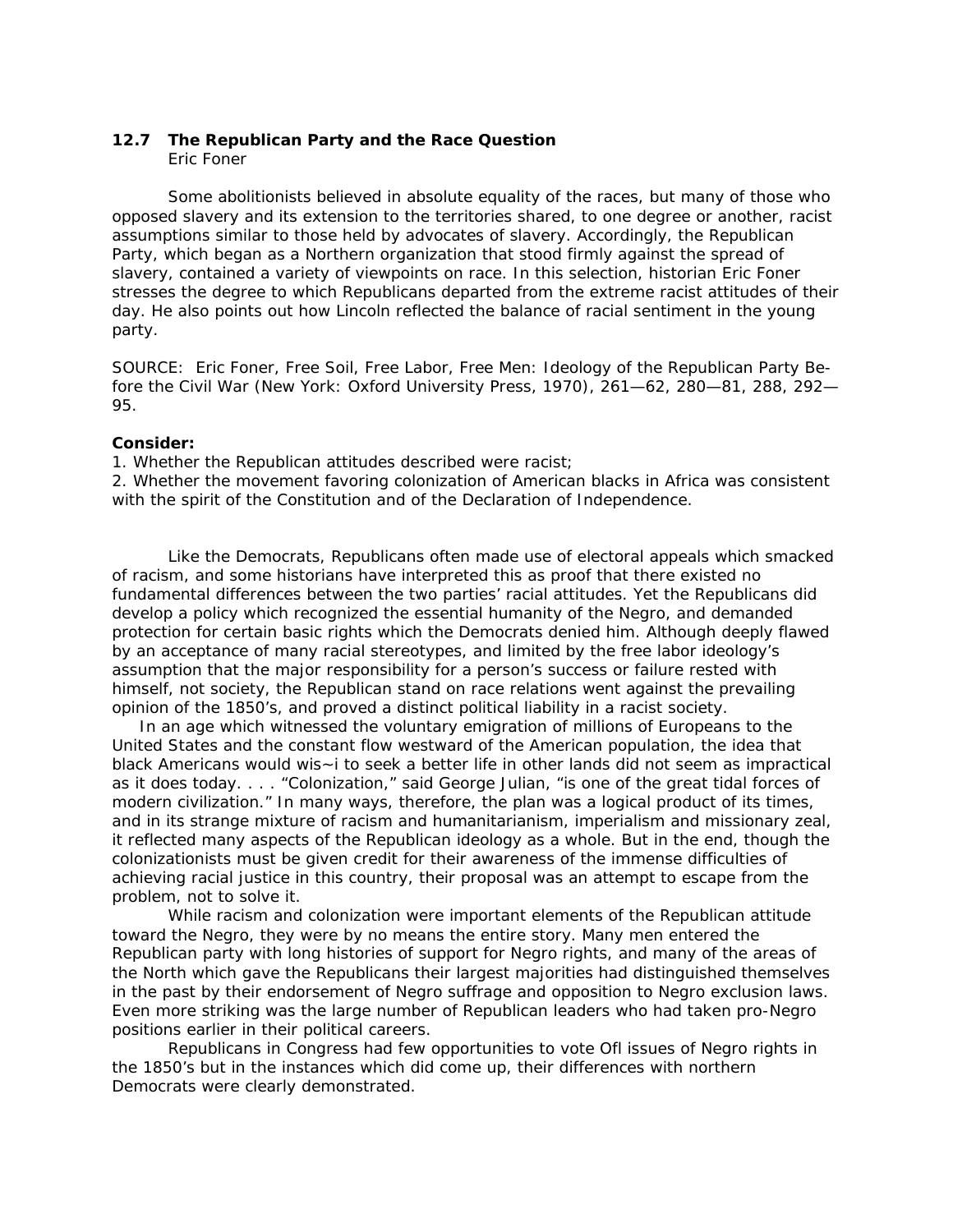### 12.7 The Republican Party and the Race Question

Eric Foner

Some abolitionists believed in absolute equality of the races, but many of those who opposed slavery and its extension to the territories shared, to one degree or another, racist assumptions similar to those held by advocates of slavery. Accordingly, the Republican Party, which began as a Northern organization that stood firmly against the spread of slavery, contained a variety of viewpoints on race. In this selection, historian Eric Foner stresses the degree to which Republicans departed from the extreme racist attitudes of their day. He also points out how Lincoln reflected the balance of racial sentiment in the young party.

SOURCE: Eric Foner, Free Soil, Free Labor, Free Men: Ideology of the Republican Party Before the Civil War (New York: Oxford University Press, 1970), 261—62, 280—81, 288, 292—95.

**Consider:**

1. Whether the Republican attitudes described were racist;
2. Whether the movement favoring colonization of American blacks in Africa was consistent with the spirit of the Constitution and of the Declaration of Independence.

Like the Democrats, Republicans often made use of electoral appeals which smacked of racism, and some historians have interpreted this as proof that there existed no fundamental differences between the two parties' racial attitudes. Yet the Republicans did develop a policy which recognized the essential humanity of the Negro, and demanded protection for certain basic rights which the Democrats denied him. Although deeply flawed by an acceptance of many racial stereotypes, and limited by the free labor ideology's assumption that the major responsibility for a person's success or failure rested with himself, not society, the Republican stand on race relations went against the prevailing opinion of the 1850's, and proved a distinct political liability in a racist society.

In an age which witnessed the voluntary emigration of millions of Europeans to the United States and the constant flow westward of the American population, the idea that black Americans would wis~i to seek a better life in other lands did not seem as impractical as it does today. . . . "Colonization," said George Julian, "is one of the great tidal forces of modern civilization." In many ways, therefore, the plan was a logical product of its times, and in its strange mixture of racism and humanitarianism, imperialism and missionary zeal, it reflected many aspects of the Republican ideology as a whole. But in the end, though the colonizationists must be given credit for their awareness of the immense difficulties of achieving racial justice in this country, their proposal was an attempt to escape from the problem, not to solve it.

While racism and colonization were important elements of the Republican attitude toward the Negro, they were by no means the entire story. Many men entered the Republican party with long histories of support for Negro rights, and many of the areas of the North which gave the Republicans their largest majorities had distinguished themselves in the past by their endorsement of Negro suffrage and opposition to Negro exclusion laws. Even more striking was the large number of Republican leaders who had taken pro-Negro positions earlier in their political careers.

Republicans in Congress had few opportunities to vote Ofl issues of Negro rights in the 1850's but in the instances which did come up, their differences with northern Democrats were clearly demonstrated.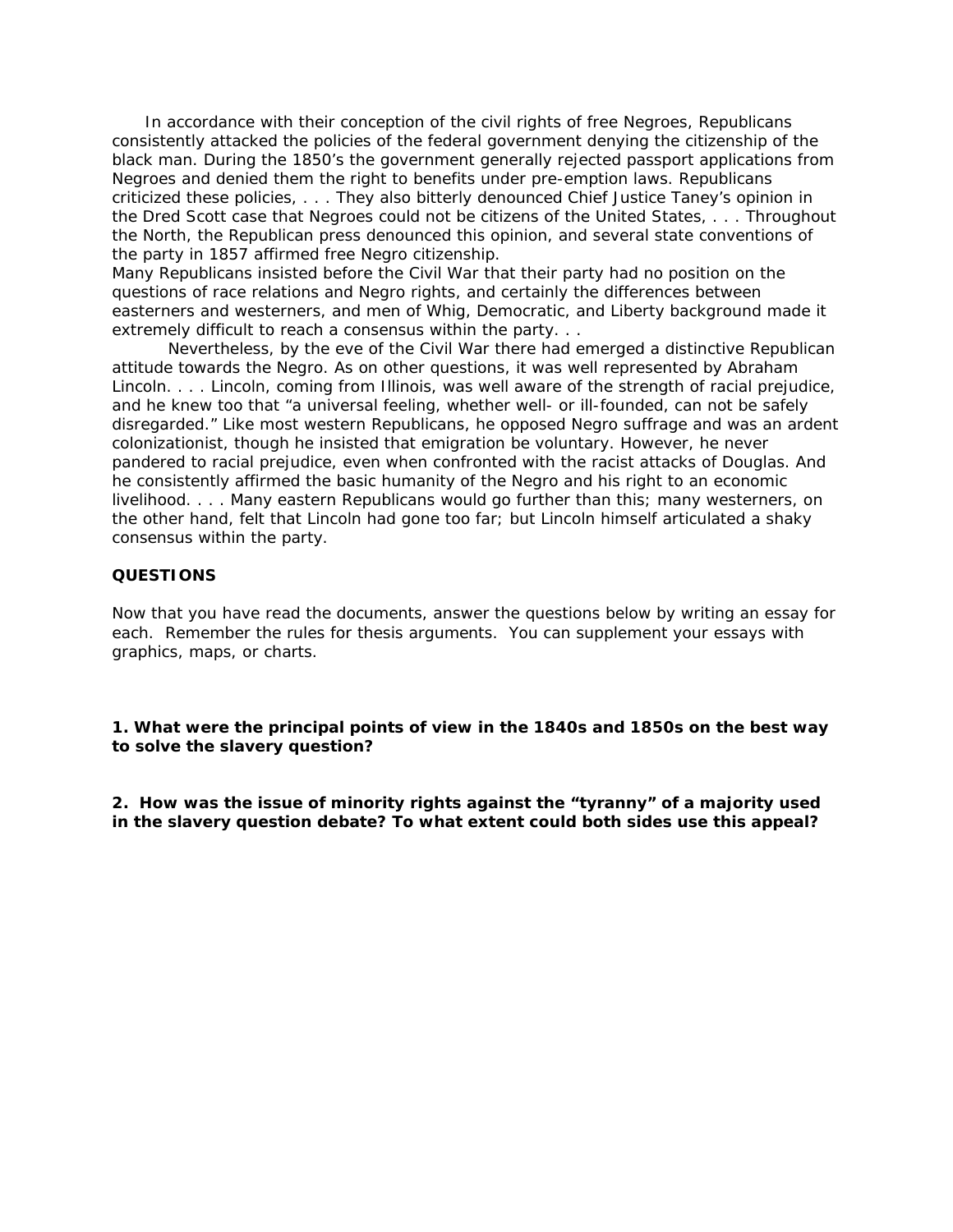In accordance with their conception of the civil rights of free Negroes, Republicans consistently attacked the policies of the federal government denying the citizenship of the black man. During the 1850's the government generally rejected passport applications from Negroes and denied them the right to benefits under pre-emption laws. Republicans criticized these policies, . . . They also bitterly denounced Chief Justice Taney's opinion in the Dred Scott case that Negroes could not be citizens of the United States, . . . Throughout the North, the Republican press denounced this opinion, and several state conventions of the party in 1857 affirmed free Negro citizenship.

Many Republicans insisted before the Civil War that their party had no position on the questions of race relations and Negro rights, and certainly the differences between easterners and westerners, and men of Whig, Democratic, and Liberty background made it extremely difficult to reach a consensus within the party. . .

Nevertheless, by the eve of the Civil War there had emerged a distinctive Republican attitude towards the Negro. As on other questions, it was well represented by Abraham Lincoln. . . . Lincoln, coming from Illinois, was well aware of the strength of racial prejudice, and he knew too that "a universal feeling, whether well- or ill-founded, can not be safely disregarded." Like most western Republicans, he opposed Negro suffrage and was an ardent colonizationist, though he insisted that emigration be voluntary. However, he never pandered to racial prejudice, even when confronted with the racist attacks of Douglas. And he consistently affirmed the basic humanity of the Negro and his right to an economic livelihood. . . . Many eastern Republicans would go further than this; many westerners, on the other hand, felt that Lincoln had gone too far; but Lincoln himself articulated a shaky consensus within the party.

**QUESTIONS**

Now that you have read the documents, answer the questions below by writing an essay for each. Remember the rules for thesis arguments. You can supplement your essays with graphics, maps, or charts.

**1. What were the principal points of view in the 1840s and 1850s on the best way to solve the slavery question?**

**2. How was the issue of minority rights against the "tyranny" of a majority used in the slavery question debate? To what extent could both sides use this appeal?**